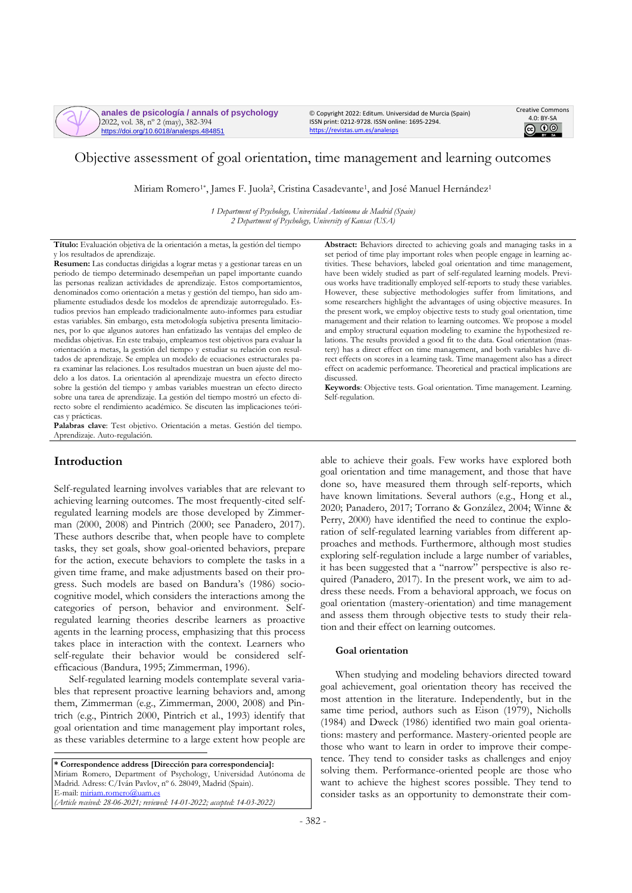# Objective assessment of goal orientation, time management and learning outcomes

Miriam Romero[1*], James F. Juola[2], Cristina Casadevante[1], and José Manuel Hernández[1]

*1 Department of Psychology, Universidad Autónoma de Madrid (Spain)*
*2 Department of Psychology, University of Kansas (USA)*

**Título:** Evaluación objetiva de la orientación a metas, la gestión del tiempo y los resultados de aprendizaje.

**Resumen:** Las conductas dirigidas a lograr metas y a gestionar tareas en un periodo de tiempo determinado desempeñan un papel importante cuando las personas realizan actividades de aprendizaje. Estos comportamientos, denominados como orientación a metas y gestión del tiempo, han sido ampliamente estudiados desde los modelos de aprendizaje autorregulado. Estudios previos han empleado tradicionalmente auto-informes para estudiar estas variables. Sin embargo, esta metodología subjetiva presenta limitaciones, por lo que algunos autores han enfatizado las ventajas del empleo de medidas objetivas. En este trabajo, empleamos test objetivos para evaluar la orientación a metas, la gestión del tiempo y estudiar su relación con resultados de aprendizaje. Se emplea un modelo de ecuaciones estructurales para examinar las relaciones. Los resultados muestran un buen ajuste del modelo a los datos. La orientación al aprendizaje muestra un efecto directo sobre la gestión del tiempo y ambas variables muestran un efecto directo sobre una tarea de aprendizaje. La gestión del tiempo mostró un efecto directo sobre el rendimiento académico. Se discuten las implicaciones teóricas y prácticas.

**Palabras clave**: Test objetivo. Orientación a metas. Gestión del tiempo. Aprendizaje. Auto-regulación.

**Abstract:** Behaviors directed to achieving goals and managing tasks in a set period of time play important roles when people engage in learning activities. These behaviors, labeled goal orientation and time management, have been widely studied as part of self-regulated learning models. Previous works have traditionally employed self-reports to study these variables. However, these subjective methodologies suffer from limitations, and some researchers highlight the advantages of using objective measures. In the present work, we employ objective tests to study goal orientation, time management and their relation to learning outcomes. We propose a model and employ structural equation modeling to examine the hypothesized relations. The results provided a good fit to the data. Goal orientation (mastery) has a direct effect on time management, and both variables have direct effects on scores in a learning task. Time management also has a direct effect on academic performance. Theoretical and practical implications are discussed.

**Keywords**: Objective tests. Goal orientation. Time management. Learning. Self-regulation.

## Introduction

Self-regulated learning involves variables that are relevant to achieving learning outcomes. The most frequently-cited self-regulated learning models are those developed by Zimmerman (2000, 2008) and Pintrich (2000; see Panadero, 2017). These authors describe that, when people have to complete tasks, they set goals, show goal-oriented behaviors, prepare for the action, execute behaviors to complete the tasks in a given time frame, and make adjustments based on their progress. Such models are based on Bandura's (1986) socio-cognitive model, which considers the interactions among the categories of person, behavior and environment. Self-regulated learning theories describe learners as proactive agents in the learning process, emphasizing that this process takes place in interaction with the context. Learners who self-regulate their behavior would be considered self-efficacious (Bandura, 1995; Zimmerman, 1996).

Self-regulated learning models contemplate several variables that represent proactive learning behaviors and, among them, Zimmerman (e.g., Zimmerman, 2000, 2008) and Pintrich (e.g., Pintrich 2000, Pintrich et al., 1993) identify that goal orientation and time management play important roles, as these variables determine to a large extent how people are able to achieve their goals. Few works have explored both goal orientation and time management, and those that have done so, have measured them through self-reports, which have known limitations. Several authors (e.g., Hong et al., 2020; Panadero, 2017; Torrano & González, 2004; Winne & Perry, 2000) have identified the need to continue the exploration of self-regulated learning variables from different approaches and methods. Furthermore, although most studies exploring self-regulation include a large number of variables, it has been suggested that a "narrow" perspective is also required (Panadero, 2017). In the present work, we aim to address these needs. From a behavioral approach, we focus on goal orientation (mastery-orientation) and time management and assess them through objective tests to study their relation and their effect on learning outcomes.

### Goal orientation

When studying and modeling behaviors directed toward goal achievement, goal orientation theory has received the most attention in the literature. Independently, but in the same time period, authors such as Eison (1979), Nicholls (1984) and Dweck (1986) identified two main goal orientations: mastery and performance. Mastery-oriented people are those who want to learn in order to improve their competence. They tend to consider tasks as challenges and enjoy solving them. Performance-oriented people are those who want to achieve the highest scores possible. They tend to consider tasks as an opportunity to demonstrate their com-

---

**\* Correspondence address [Dirección para correspondencia]:**
Miriam Romero, Department of Psychology, Universidad Autónoma de Madrid. Adress: C/Iván Pavlov, nº 6. 28049, Madrid (Spain).
E-mail: miriam.romero@uam.es
*(Article received: 28-06-2021; reviewed: 14-01-2022; accepted: 14-03-2022)*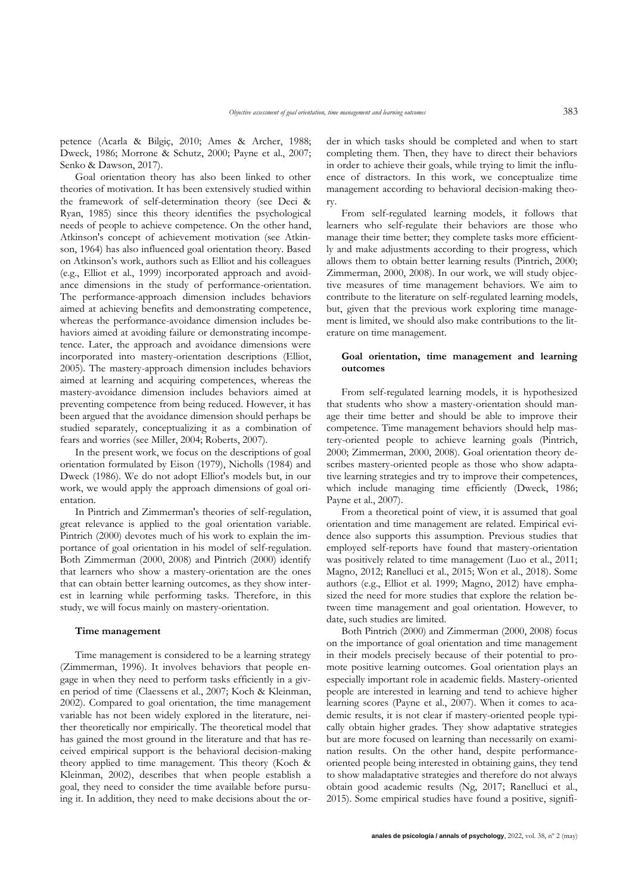petence (Acarla & Bilgiç, 2010; Ames & Archer, 1988; Dweck, 1986; Morrone & Schutz, 2000; Payne et al., 2007; Senko & Dawson, 2017).

Goal orientation theory has also been linked to other theories of motivation. It has been extensively studied within the framework of self-determination theory (see Deci & Ryan, 1985) since this theory identifies the psychological needs of people to achieve competence. On the other hand, Atkinson's concept of achievement motivation (see Atkinson, 1964) has also influenced goal orientation theory. Based on Atkinson's work, authors such as Elliot and his colleagues (e.g., Elliot et al., 1999) incorporated approach and avoidance dimensions in the study of performance-orientation. The performance-approach dimension includes behaviors aimed at achieving benefits and demonstrating competence, whereas the performance-avoidance dimension includes behaviors aimed at avoiding failure or demonstrating incompetence. Later, the approach and avoidance dimensions were incorporated into mastery-orientation descriptions (Elliot, 2005). The mastery-approach dimension includes behaviors aimed at learning and acquiring competences, whereas the mastery-avoidance dimension includes behaviors aimed at preventing competence from being reduced. However, it has been argued that the avoidance dimension should perhaps be studied separately, conceptualizing it as a combination of fears and worries (see Miller, 2004; Roberts, 2007).

In the present work, we focus on the descriptions of goal orientation formulated by Eison (1979), Nicholls (1984) and Dweck (1986). We do not adopt Elliot's models but, in our work, we would apply the approach dimensions of goal orientation.

In Pintrich and Zimmerman's theories of self-regulation, great relevance is applied to the goal orientation variable. Pintrich (2000) devotes much of his work to explain the importance of goal orientation in his model of self-regulation. Both Zimmerman (2000, 2008) and Pintrich (2000) identify that learners who show a mastery-orientation are the ones that can obtain better learning outcomes, as they show interest in learning while performing tasks. Therefore, in this study, we will focus mainly on mastery-orientation.

### Time management

Time management is considered to be a learning strategy (Zimmerman, 1996). It involves behaviors that people engage in when they need to perform tasks efficiently in a given period of time (Claessens et al., 2007; Koch & Kleinman, 2002). Compared to goal orientation, the time management variable has not been widely explored in the literature, neither theoretically nor empirically. The theoretical model that has gained the most ground in the literature and that has received empirical support is the behavioral decision-making theory applied to time management. This theory (Koch & Kleinman, 2002), describes that when people establish a goal, they need to consider the time available before pursuing it. In addition, they need to make decisions about the order in which tasks should be completed and when to start completing them. Then, they have to direct their behaviors in order to achieve their goals, while trying to limit the influence of distractors. In this work, we conceptualize time management according to behavioral decision-making theory.

From self-regulated learning models, it follows that learners who self-regulate their behaviors are those who manage their time better; they complete tasks more efficiently and make adjustments according to their progress, which allows them to obtain better learning results (Pintrich, 2000; Zimmerman, 2000, 2008). In our work, we will study objective measures of time management behaviors. We aim to contribute to the literature on self-regulated learning models, but, given that the previous work exploring time management is limited, we should also make contributions to the literature on time management.

### Goal orientation, time management and learning outcomes

From self-regulated learning models, it is hypothesized that students who show a mastery-orientation should manage their time better and should be able to improve their competence. Time management behaviors should help mastery-oriented people to achieve learning goals (Pintrich, 2000; Zimmerman, 2000, 2008). Goal orientation theory describes mastery-oriented people as those who show adaptative learning strategies and try to improve their competences, which include managing time efficiently (Dweck, 1986; Payne et al., 2007).

From a theoretical point of view, it is assumed that goal orientation and time management are related. Empirical evidence also supports this assumption. Previous studies that employed self-reports have found that mastery-orientation was positively related to time management (Luo et al., 2011; Magno, 2012; Ranellucci et al., 2015; Won et al., 2018). Some authors (e.g., Elliot et al. 1999; Magno, 2012) have emphasized the need for more studies that explore the relation between time management and goal orientation. However, to date, such studies are limited.

Both Pintrich (2000) and Zimmerman (2000, 2008) focus on the importance of goal orientation and time management in their models precisely because of their potential to promote positive learning outcomes. Goal orientation plays an especially important role in academic fields. Mastery-oriented people are interested in learning and tend to achieve higher learning scores (Payne et al., 2007). When it comes to academic results, it is not clear if mastery-oriented people typically obtain higher grades. They show adaptative strategies but are more focused on learning than necessarily on examination results. On the other hand, despite performance-oriented people being interested in obtaining gains, they tend to show maladaptative strategies and therefore do not always obtain good academic results (Ng, 2017; Ranelluci et al., 2015). Some empirical studies have found a positive, signifi-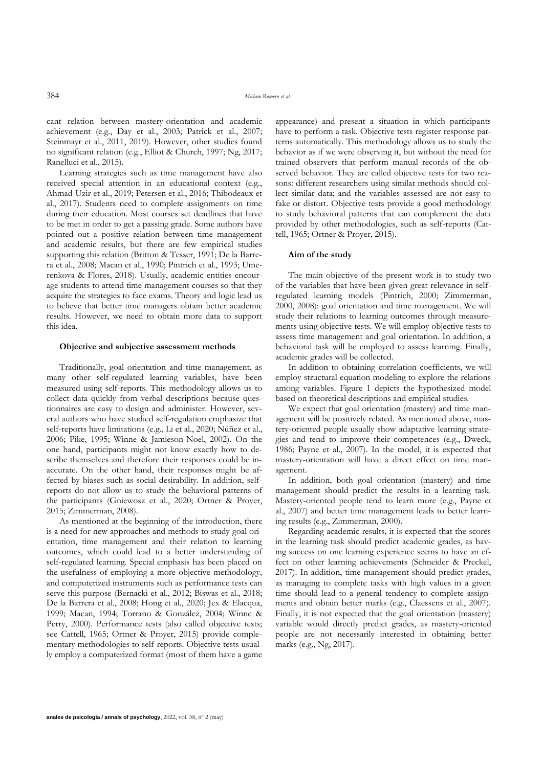cant relation between mastery-orientation and academic achievement (e.g., Day et al., 2003; Patrick et al., 2007; Steinmayr et al., 2011, 2019). However, other studies found no significant relation (e.g., Elliot & Church, 1997; Ng, 2017; Ranelluci et al., 2015).

Learning strategies such as time management have also received special attention in an educational context (e.g., Ahmad-Uzir et al., 2019; Petersen et al., 2016; Thibodeaux et al., 2017). Students need to complete assignments on time during their education. Most courses set deadlines that have to be met in order to get a passing grade. Some authors have pointed out a positive relation between time management and academic results, but there are few empirical studies supporting this relation (Britton & Tesser, 1991; De la Barrera et al., 2008; Macan et al., 1990; Pintrich et al., 1993; Umerenkova & Flores, 2018). Usually, academic entities encourage students to attend time management courses so that they acquire the strategies to face exams. Theory and logic lead us to believe that better time managers obtain better academic results. However, we need to obtain more data to support this idea.

### Objective and subjective assessment methods

Traditionally, goal orientation and time management, as many other self-regulated learning variables, have been measured using self-reports. This methodology allows us to collect data quickly from verbal descriptions because questionnaires are easy to design and administer. However, several authors who have studied self-regulation emphasize that self-reports have limitations (e.g., Li et al., 2020; Núñez et al., 2006; Pike, 1995; Winne & Jamieson-Noel, 2002). On the one hand, participants might not know exactly how to describe themselves and therefore their responses could be inaccurate. On the other hand, their responses might be affected by biases such as social desirability. In addition, self-reports do not allow us to study the behavioral patterns of the participants (Gniewosz et al., 2020; Ortner & Proyer, 2015; Zimmerman, 2008).

As mentioned at the beginning of the introduction, there is a need for new approaches and methods to study goal orientation, time management and their relation to learning outcomes, which could lead to a better understanding of self-regulated learning. Special emphasis has been placed on the usefulness of employing a more objective methodology, and computerized instruments such as performance tests can serve this purpose (Bernacki et al., 2012; Biswas et al., 2018; De la Barrera et al., 2008; Hong et al., 2020; Jex & Elacqua, 1999; Macan, 1994; Torrano & González, 2004; Winne & Perry, 2000). Performance tests (also called objective tests; see Cattell, 1965; Ortner & Proyer, 2015) provide complementary methodologies to self-reports. Objective tests usually employ a computerized format (most of them have a game appearance) and present a situation in which participants have to perform a task. Objective tests register response patterns automatically. This methodology allows us to study the behavior as if we were observing it, but without the need for trained observers that perform manual records of the observed behavior. They are called objective tests for two reasons: different researchers using similar methods should collect similar data; and the variables assessed are not easy to fake or distort. Objective tests provide a good methodology to study behavioral patterns that can complement the data provided by other methodologies, such as self-reports (Cattell, 1965; Ortner & Proyer, 2015).

### Aim of the study

The main objective of the present work is to study two of the variables that have been given great relevance in self-regulated learning models (Pintrich, 2000; Zimmerman, 2000, 2008): goal orientation and time management. We will study their relations to learning outcomes through measurements using objective tests. We will employ objective tests to assess time management and goal orientation. In addition, a behavioral task will be employed to assess learning. Finally, academic grades will be collected.

In addition to obtaining correlation coefficients, we will employ structural equation modeling to explore the relations among variables. Figure 1 depicts the hypothesized model based on theoretical descriptions and empirical studies.

We expect that goal orientation (mastery) and time management will be positively related. As mentioned above, mastery-oriented people usually show adaptative learning strategies and tend to improve their competences (e.g., Dweck, 1986; Payne et al., 2007). In the model, it is expected that mastery-orientation will have a direct effect on time management.

In addition, both goal orientation (mastery) and time management should predict the results in a learning task. Mastery-oriented people tend to learn more (e.g., Payne et al., 2007) and better time management leads to better learning results (e.g., Zimmerman, 2000).

Regarding academic results, it is expected that the scores in the learning task should predict academic grades, as having success on one learning experience seems to have an effect on other learning achievements (Schneider & Preckel, 2017). In addition, time management should predict grades, as managing to complete tasks with high values in a given time should lead to a general tendency to complete assignments and obtain better marks (e.g., Claessens et al., 2007). Finally, it is not expected that the goal orientation (mastery) variable would directly predict grades, as mastery-oriented people are not necessarily interested in obtaining better marks (e.g., Ng, 2017).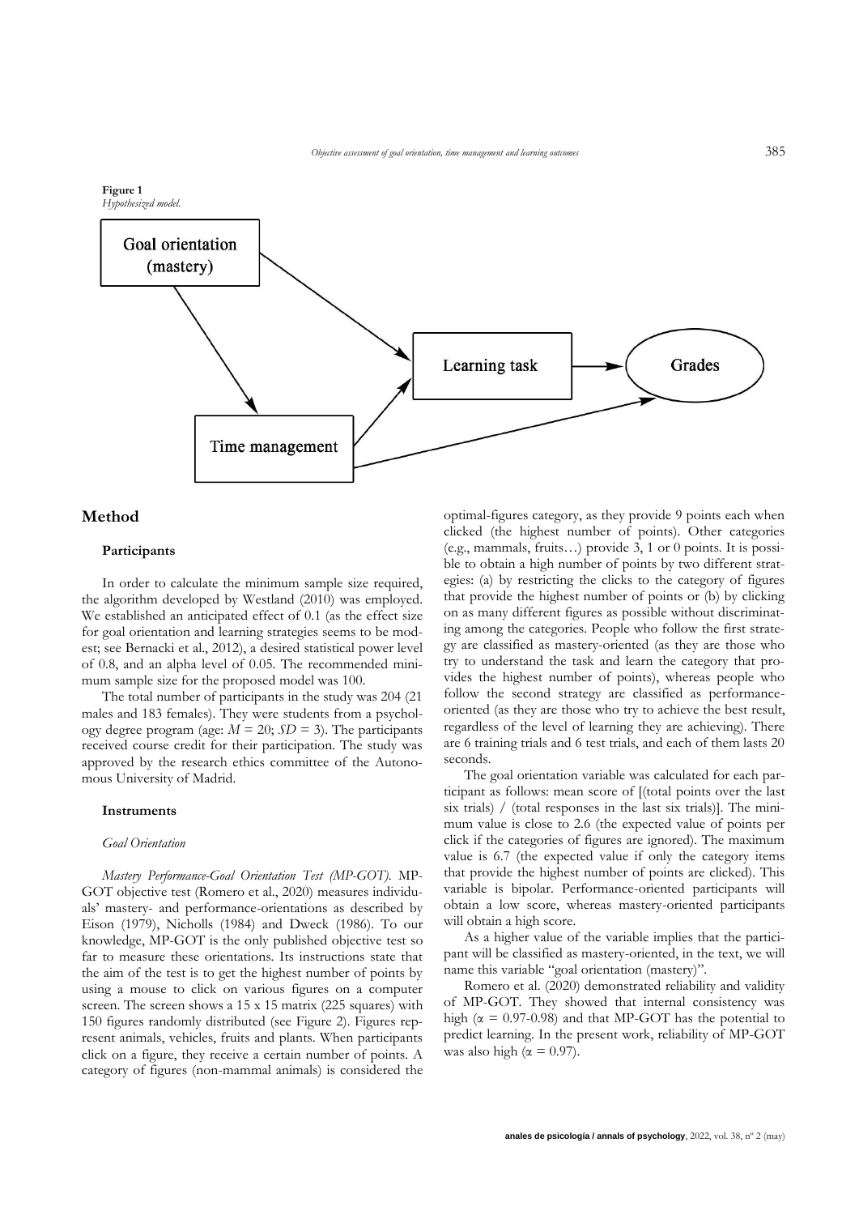**Figure 1**
*Hypothesized model.*

Goal orientation (mastery)

Learning task

Grades

Time management

## Method

### Participants

In order to calculate the minimum sample size required, the algorithm developed by Westland (2010) was employed. We established an anticipated effect of 0.1 (as the effect size for goal orientation and learning strategies seems to be modest; see Bernacki et al., 2012), a desired statistical power level of 0.8, and an alpha level of 0.05. The recommended minimum sample size for the proposed model was 100.

The total number of participants in the study was 204 (21 males and 183 females). They were students from a psychology degree program (age: $M = 20$; $SD = 3$). The participants received course credit for their participation. The study was approved by the research ethics committee of the Autonomous University of Madrid.

### Instruments

#### *Goal Orientation*

*Mastery Performance-Goal Orientation Test (MP-GOT).* MP-GOT objective test (Romero et al., 2020) measures individuals' mastery- and performance-orientations as described by Eison (1979), Nicholls (1984) and Dweck (1986). To our knowledge, MP-GOT is the only published objective test so far to measure these orientations. Its instructions state that the aim of the test is to get the highest number of points by using a mouse to click on various figures on a computer screen. The screen shows a 15 x 15 matrix (225 squares) with 150 figures randomly distributed (see Figure 2). Figures represent animals, vehicles, fruits and plants. When participants click on a figure, they receive a certain number of points. A category of figures (non-mammal animals) is considered the optimal-figures category, as they provide 9 points each when clicked (the highest number of points). Other categories (e.g., mammals, fruits…) provide 3, 1 or 0 points. It is possible to obtain a high number of points by two different strategies: (a) by restricting the clicks to the category of figures that provide the highest number of points or (b) by clicking on as many different figures as possible without discriminating among the categories. People who follow the first strategy are classified as mastery-oriented (as they are those who try to understand the task and learn the category that provides the highest number of points), whereas people who follow the second strategy are classified as performance-oriented (as they are those who try to achieve the best result, regardless of the level of learning they are achieving). There are 6 training trials and 6 test trials, and each of them lasts 20 seconds.

The goal orientation variable was calculated for each participant as follows: mean score of [(total points over the last six trials) / (total responses in the last six trials)]. The minimum value is close to 2.6 (the expected value of points per click if the categories of figures are ignored). The maximum value is 6.7 (the expected value if only the category items that provide the highest number of points are clicked). This variable is bipolar. Performance-oriented participants will obtain a low score, whereas mastery-oriented participants will obtain a high score.

As a higher value of the variable implies that the participant will be classified as mastery-oriented, in the text, we will name this variable "goal orientation (mastery)".

Romero et al. (2020) demonstrated reliability and validity of MP-GOT. They showed that internal consistency was high ($\alpha = 0.97$-$0.98$) and that MP-GOT has the potential to predict learning. In the present work, reliability of MP-GOT was also high ($\alpha = 0.97$).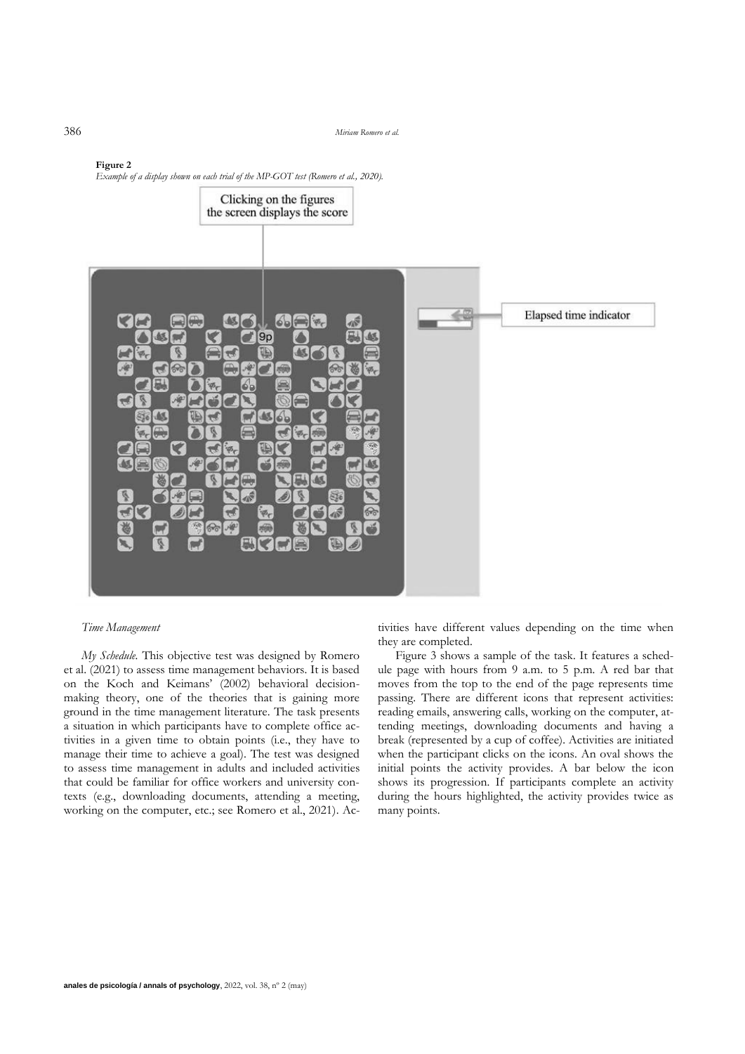**Figure 2**

*Example of a display shown on each trial of the MP-GOT test (Romero et al., 2020).*

Clicking on the figures the screen displays the score

9p

Elapsed time indicator

*Time Management*

*My Schedule.* This objective test was designed by Romero et al. (2021) to assess time management behaviors. It is based on the Koch and Keimans' (2002) behavioral decision-making theory, one of the theories that is gaining more ground in the time management literature. The task presents a situation in which participants have to complete office activities in a given time to obtain points (i.e., they have to manage their time to achieve a goal). The test was designed to assess time management in adults and included activities that could be familiar for office workers and university contexts (e.g., downloading documents, attending a meeting, working on the computer, etc.; see Romero et al., 2021). Activities have different values depending on the time when they are completed.

Figure 3 shows a sample of the task. It features a schedule page with hours from 9 a.m. to 5 p.m. A red bar that moves from the top to the end of the page represents time passing. There are different icons that represent activities: reading emails, answering calls, working on the computer, attending meetings, downloading documents and having a break (represented by a cup of coffee). Activities are initiated when the participant clicks on the icons. An oval shows the initial points the activity provides. A bar below the icon shows its progression. If participants complete an activity during the hours highlighted, the activity provides twice as many points.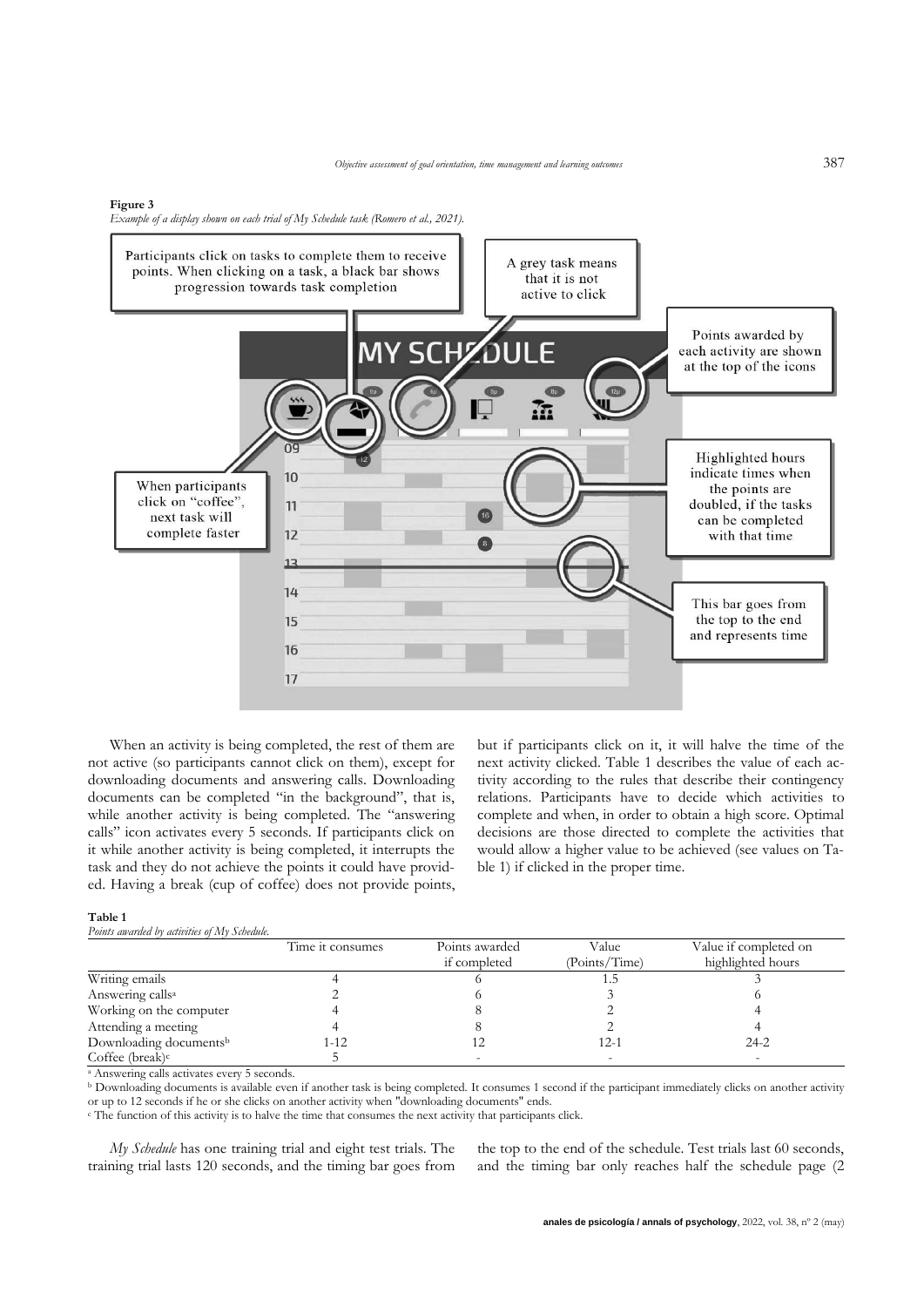**Figure 3**
*Example of a display shown on each trial of My Schedule task (Romero et al., 2021).*

Participants click on tasks to complete them to receive points. When clicking on a task, a black bar shows progression towards task completion

A grey task means that it is not active to click

Points awarded by each activity are shown at the top of the icons

MY SCHEDULE

Highlighted hours indicate times when the points are doubled, if the tasks can be completed with that time

When participants click on "coffee", next task will complete faster

This bar goes from the top to the end and represents time

When an activity is being completed, the rest of them are not active (so participants cannot click on them), except for downloading documents and answering calls. Downloading documents can be completed "in the background", that is, while another activity is being completed. The "answering calls" icon activates every 5 seconds. If participants click on it while another activity is being completed, it interrupts the task and they do not achieve the points it could have provided. Having a break (cup of coffee) does not provide points, but if participants click on it, it will halve the time of the next activity clicked. Table 1 describes the value of each activity according to the rules that describe their contingency relations. Participants have to decide which activities to complete and when, in order to obtain a high score. Optimal decisions are those directed to complete the activities that would allow a higher value to be achieved (see values on Table 1) if clicked in the proper time.

**Table 1**
*Points awarded by activities of My Schedule.*

| | Time it consumes | Points awarded if completed | Value (Points/Time) | Value if completed on highlighted hours |
|---|---|---|---|---|
| Writing emails | 4 | 6 | 1.5 | 3 |
| Answering calls[a] | 2 | 6 | 3 | 6 |
| Working on the computer | 4 | 8 | 2 | 4 |
| Attending a meeting | 4 | 8 | 2 | 4 |
| Downloading documents[b] | 1-12 | 12 | 12-1 | 24-2 |
| Coffee (break)[c] | 5 | - | - | - |

[a] Answering calls activates every 5 seconds.
[b] Downloading documents is available even if another task is being completed. It consumes 1 second if the participant immediately clicks on another activity or up to 12 seconds if he or she clicks on another activity when "downloading documents" ends.
[c] The function of this activity is to halve the time that consumes the next activity that participants click.

*My Schedule* has one training trial and eight test trials. The training trial lasts 120 seconds, and the timing bar goes from the top to the end of the schedule. Test trials last 60 seconds, and the timing bar only reaches half the schedule page (2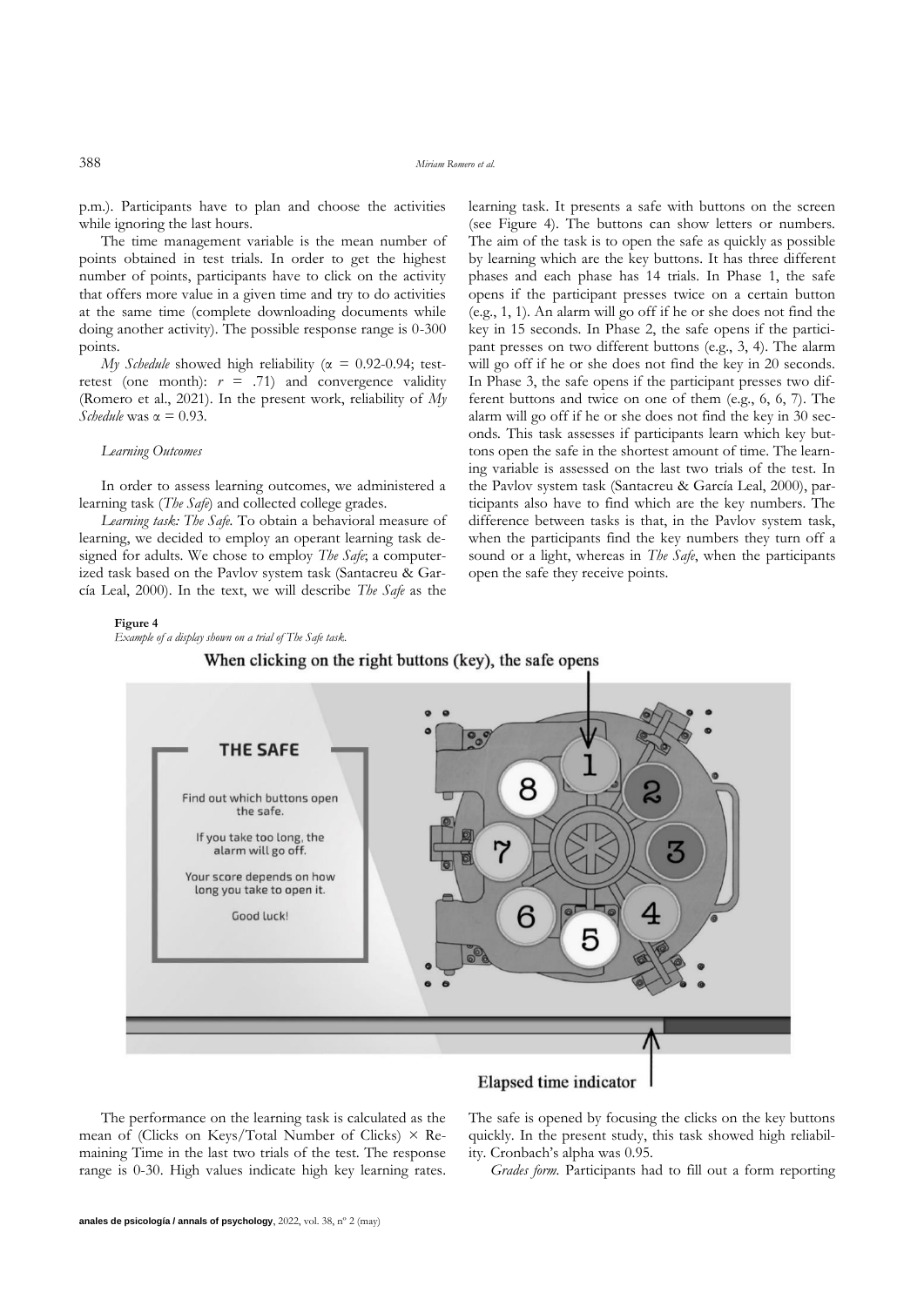p.m.). Participants have to plan and choose the activities while ignoring the last hours.

The time management variable is the mean number of points obtained in test trials. In order to get the highest number of points, participants have to click on the activity that offers more value in a given time and try to do activities at the same time (complete downloading documents while doing another activity). The possible response range is 0-300 points.

*My Schedule* showed high reliability (α = 0.92-0.94; test-retest (one month): *r* = .71) and convergence validity (Romero et al., 2021). In the present work, reliability of *My Schedule* was α = 0.93.

*Learning Outcomes*

In order to assess learning outcomes, we administered a learning task (*The Safe*) and collected college grades.

*Learning task: The Safe.* To obtain a behavioral measure of learning, we decided to employ an operant learning task designed for adults. We chose to employ *The Safe*; a computerized task based on the Pavlov system task (Santacreu & García Leal, 2000). In the text, we will describe *The Safe* as the learning task. It presents a safe with buttons on the screen (see Figure 4). The buttons can show letters or numbers. The aim of the task is to open the safe as quickly as possible by learning which are the key buttons. It has three different phases and each phase has 14 trials. In Phase 1, the safe opens if the participant presses twice on a certain button (e.g., 1, 1). An alarm will go off if he or she does not find the key in 15 seconds. In Phase 2, the safe opens if the participant presses on two different buttons (e.g., 3, 4). The alarm will go off if he or she does not find the key in 20 seconds. In Phase 3, the safe opens if the participant presses two different buttons and twice on one of them (e.g., 6, 6, 7). The alarm will go off if he or she does not find the key in 30 seconds. This task assesses if participants learn which key buttons open the safe in the shortest amount of time. The learning variable is assessed on the last two trials of the test. In the Pavlov system task (Santacreu & García Leal, 2000), participants also have to find which are the key numbers. The difference between tasks is that, in the Pavlov system task, when the participants find the key numbers they turn off a sound or a light, whereas in *The Safe*, when the participants open the safe they receive points.

**Figure 4**
*Example of a display shown on a trial of The Safe task.*

When clicking on the right buttons (key), the safe opens

THE SAFE

Find out which buttons open the safe.

If you take too long, the alarm will go off.

Your score depends on how long you take to open it.

Good luck!

1 2 3 4 5 6 7 8

Elapsed time indicator

The performance on the learning task is calculated as the mean of (Clicks on Keys/Total Number of Clicks) × Remaining Time in the last two trials of the test. The response range is 0-30. High values indicate high key learning rates. The safe is opened by focusing the clicks on the key buttons quickly. In the present study, this task showed high reliability. Cronbach's alpha was 0.95.

*Grades form.* Participants had to fill out a form reporting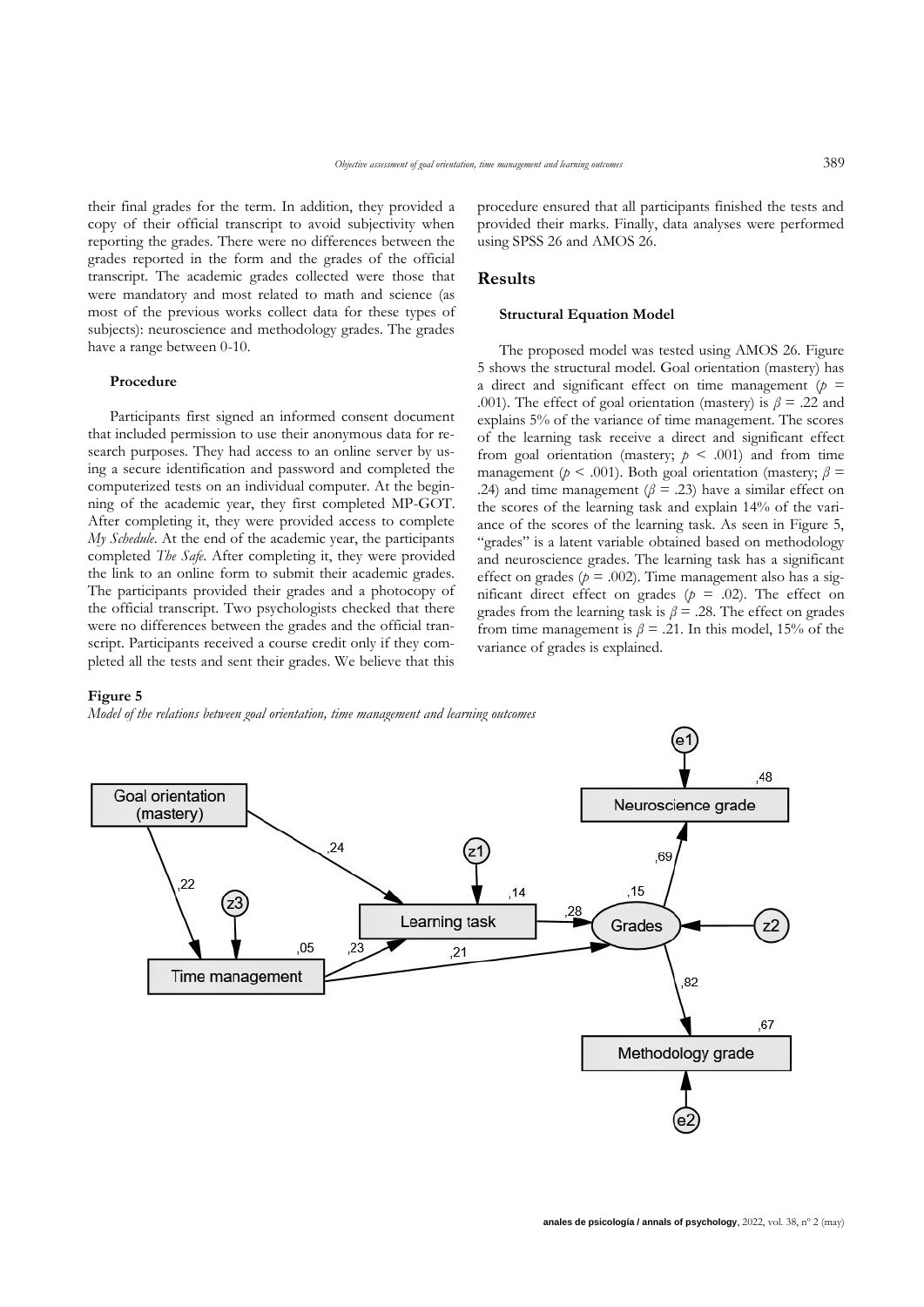their final grades for the term. In addition, they provided a copy of their official transcript to avoid subjectivity when reporting the grades. There were no differences between the grades reported in the form and the grades of the official transcript. The academic grades collected were those that were mandatory and most related to math and science (as most of the previous works collect data for these types of subjects): neuroscience and methodology grades. The grades have a range between 0-10.

#### Procedure

Participants first signed an informed consent document that included permission to use their anonymous data for research purposes. They had access to an online server by using a secure identification and password and completed the computerized tests on an individual computer. At the beginning of the academic year, they first completed MP-GOT. After completing it, they were provided access to complete *My Schedule*. At the end of the academic year, the participants completed *The Safe*. After completing it, they were provided the link to an online form to submit their academic grades. The participants provided their grades and a photocopy of the official transcript. Two psychologists checked that there were no differences between the grades and the official transcript. Participants received a course credit only if they completed all the tests and sent their grades. We believe that this procedure ensured that all participants finished the tests and provided their marks. Finally, data analyses were performed using SPSS 26 and AMOS 26.

## Results

#### Structural Equation Model

The proposed model was tested using AMOS 26. Figure 5 shows the structural model. Goal orientation (mastery) has a direct and significant effect on time management ($p$ = .001). The effect of goal orientation (mastery) is $\beta$ = .22 and explains 5% of the variance of time management. The scores of the learning task receive a direct and significant effect from goal orientation (mastery; $p$ < .001) and from time management ($p$ < .001). Both goal orientation (mastery; $\beta$ = .24) and time management ($\beta$ = .23) have a similar effect on the scores of the learning task and explain 14% of the variance of the scores of the learning task. As seen in Figure 5, "grades" is a latent variable obtained based on methodology and neuroscience grades. The learning task has a significant effect on grades ($p$ = .002). Time management also has a significant direct effect on grades ($p$ = .02). The effect on grades from the learning task is $\beta$ = .28. The effect on grades from time management is $\beta$ = .21. In this model, 15% of the variance of grades is explained.

**Figure 5**

*Model of the relations between goal orientation, time management and learning outcomes*

Goal orientation (mastery)

,24

,22

z3

z1

,14

Learning task

,28

,15

Grades

z2

,05

,23

,21

Time management

e1

,48

Neuroscience grade

,69

,82

,67

Methodology grade

e2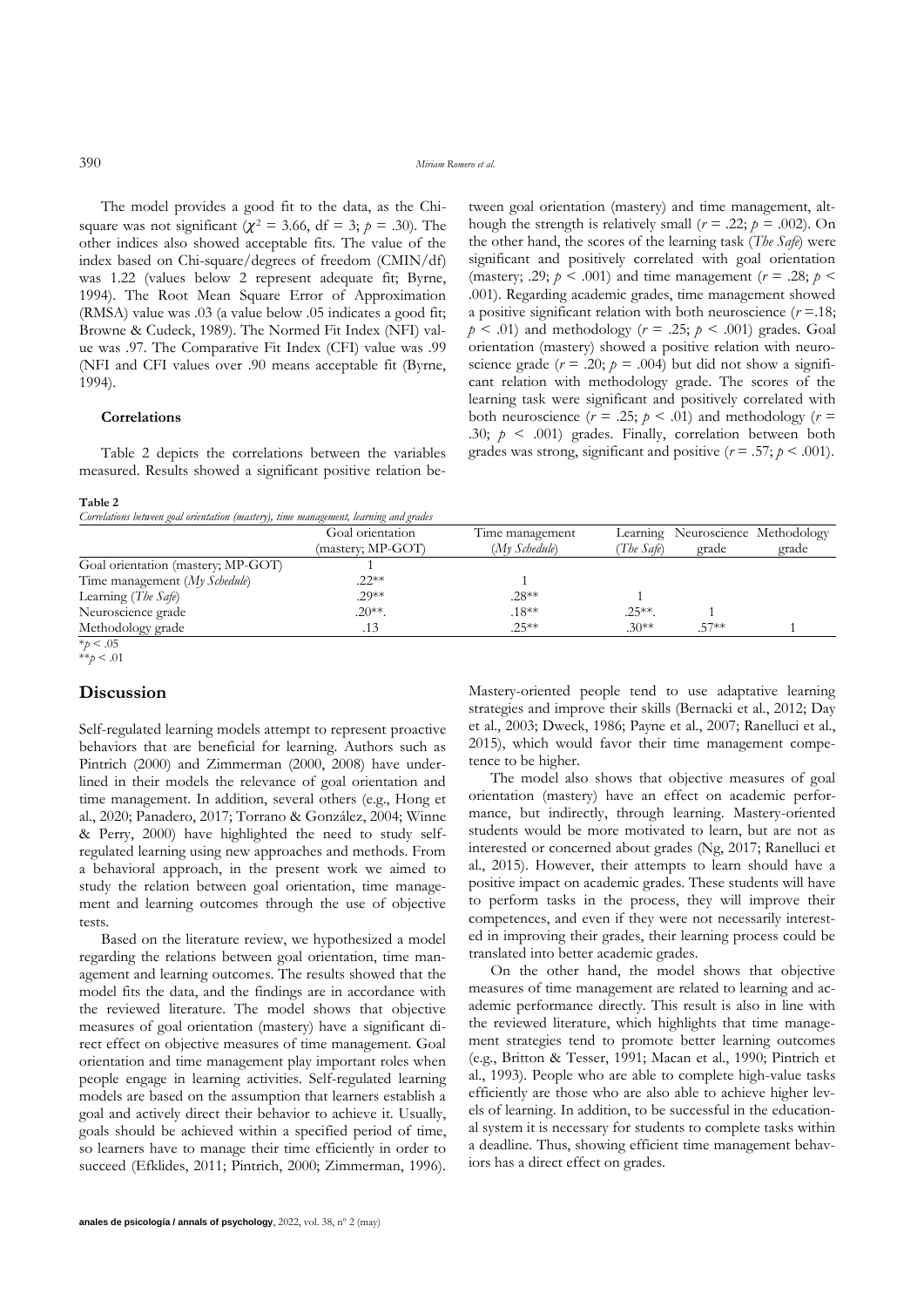The model provides a good fit to the data, as the Chi-square was not significant ($\chi^2$ = 3.66, df = 3; $p$ = .30). The other indices also showed acceptable fits. The value of the index based on Chi-square/degrees of freedom (CMIN/df) was 1.22 (values below 2 represent adequate fit; Byrne, 1994). The Root Mean Square Error of Approximation (RMSA) value was .03 (a value below .05 indicates a good fit; Browne & Cudeck, 1989). The Normed Fit Index (NFI) value was .97. The Comparative Fit Index (CFI) value was .99 (NFI and CFI values over .90 means acceptable fit (Byrne, 1994).

#### Correlations

Table 2 depicts the correlations between the variables measured. Results showed a significant positive relation between goal orientation (mastery) and time management, although the strength is relatively small ($r$ = .22; $p$ = .002). On the other hand, the scores of the learning task (*The Safe*) were significant and positively correlated with goal orientation (mastery; .29; $p$ < .001) and time management ($r$ = .28; $p$ < .001). Regarding academic grades, time management showed a positive significant relation with both neuroscience ($r$ =.18; $p$ < .01) and methodology ($r$ = .25; $p$ < .001) grades. Goal orientation (mastery) showed a positive relation with neuroscience grade ($r$ = .20; $p$ = .004) but did not show a significant relation with methodology grade. The scores of the learning task were significant and positively correlated with both neuroscience ($r$ = .25; $p$ < .01) and methodology ($r$ = .30; $p$ < .001) grades. Finally, correlation between both grades was strong, significant and positive ($r$ = .57; $p$ < .001).

**Table 2**

*Correlations between goal orientation (mastery), time management, learning and grades*

| | Goal orientation (mastery; MP-GOT) | Time management (*My Schedule*) | Learning (*The Safe*) | Neuroscience grade | Methodology grade |
|---|---|---|---|---|---|
| Goal orientation (mastery; MP-GOT) | 1 | | | | |
| Time management (*My Schedule*) | .22** | 1 | | | |
| Learning (*The Safe*) | .29** | .28** | 1 | | |
| Neuroscience grade | .20**. | .18** | .25**. | 1 | |
| Methodology grade | .13 | .25** | .30** | .57** | 1 |

*$p$ < .05
**$p$ < .01

## Discussion

Self-regulated learning models attempt to represent proactive behaviors that are beneficial for learning. Authors such as Pintrich (2000) and Zimmerman (2000, 2008) have underlined in their models the relevance of goal orientation and time management. In addition, several others (e.g., Hong et al., 2020; Panadero, 2017; Torrano & González, 2004; Winne & Perry, 2000) have highlighted the need to study self-regulated learning using new approaches and methods. From a behavioral approach, in the present work we aimed to study the relation between goal orientation, time management and learning outcomes through the use of objective tests.

Based on the literature review, we hypothesized a model regarding the relations between goal orientation, time management and learning outcomes. The results showed that the model fits the data, and the findings are in accordance with the reviewed literature. The model shows that objective measures of goal orientation (mastery) have a significant direct effect on objective measures of time management. Goal orientation and time management play important roles when people engage in learning activities. Self-regulated learning models are based on the assumption that learners establish a goal and actively direct their behavior to achieve it. Usually, goals should be achieved within a specified period of time, so learners have to manage their time efficiently in order to succeed (Efklides, 2011; Pintrich, 2000; Zimmerman, 1996). Mastery-oriented people tend to use adaptative learning strategies and improve their skills (Bernacki et al., 2012; Day et al., 2003; Dweck, 1986; Payne et al., 2007; Ranelluci et al., 2015), which would favor their time management competence to be higher.

The model also shows that objective measures of goal orientation (mastery) have an effect on academic performance, but indirectly, through learning. Mastery-oriented students would be more motivated to learn, but are not as interested or concerned about grades (Ng, 2017; Ranelluci et al., 2015). However, their attempts to learn should have a positive impact on academic grades. These students will have to perform tasks in the process, they will improve their competences, and even if they were not necessarily interested in improving their grades, their learning process could be translated into better academic grades.

On the other hand, the model shows that objective measures of time management are related to learning and academic performance directly. This result is also in line with the reviewed literature, which highlights that time management strategies tend to promote better learning outcomes (e.g., Britton & Tesser, 1991; Macan et al., 1990; Pintrich et al., 1993). People who are able to complete high-value tasks efficiently are those who are also able to achieve higher levels of learning. In addition, to be successful in the educational system it is necessary for students to complete tasks within a deadline. Thus, showing efficient time management behaviors has a direct effect on grades.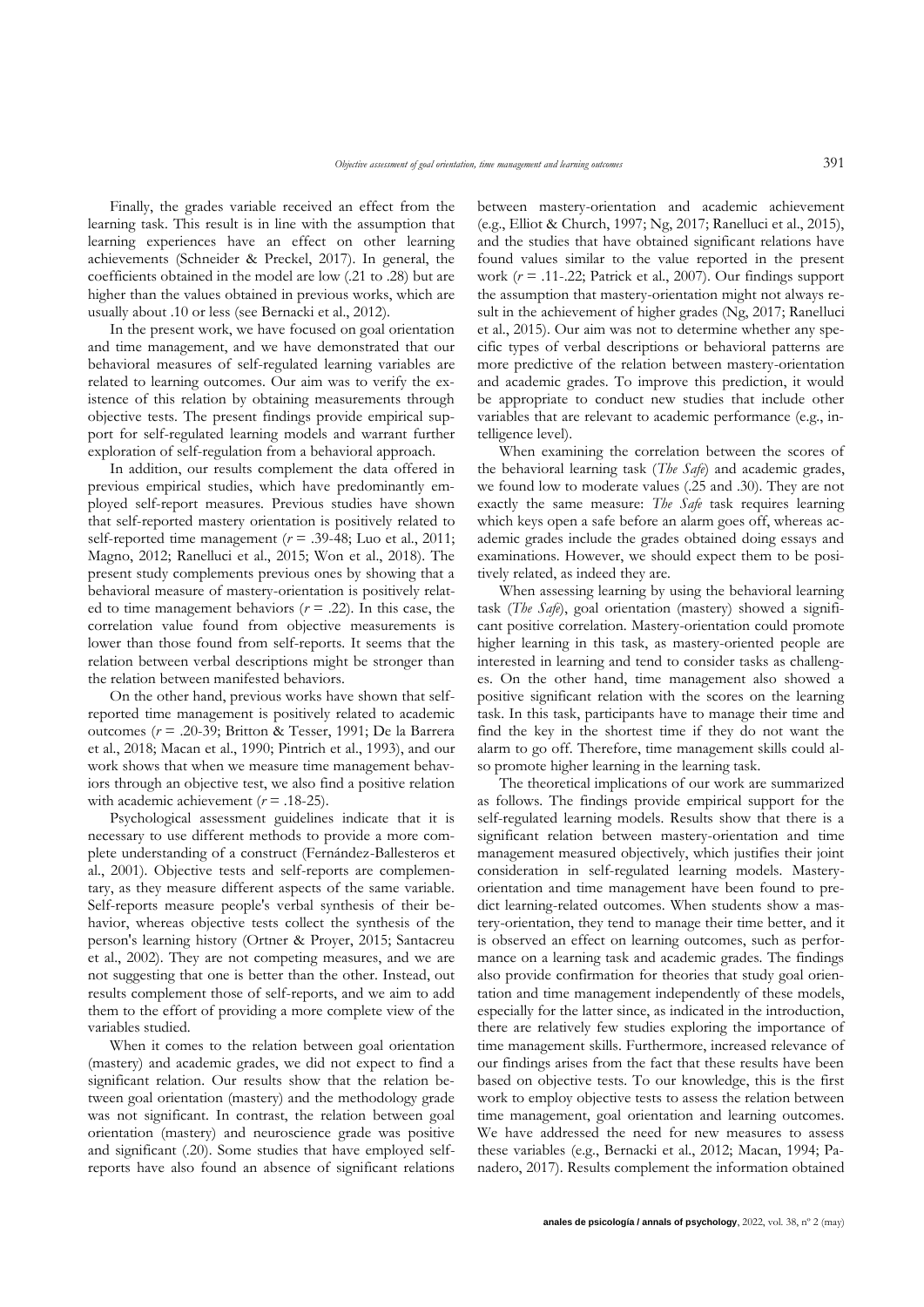Finally, the grades variable received an effect from the learning task. This result is in line with the assumption that learning experiences have an effect on other learning achievements (Schneider & Preckel, 2017). In general, the coefficients obtained in the model are low (.21 to .28) but are higher than the values obtained in previous works, which are usually about .10 or less (see Bernacki et al., 2012).

In the present work, we have focused on goal orientation and time management, and we have demonstrated that our behavioral measures of self-regulated learning variables are related to learning outcomes. Our aim was to verify the existence of this relation by obtaining measurements through objective tests. The present findings provide empirical support for self-regulated learning models and warrant further exploration of self-regulation from a behavioral approach.

In addition, our results complement the data offered in previous empirical studies, which have predominantly employed self-report measures. Previous studies have shown that self-reported mastery orientation is positively related to self-reported time management ($r$ = .39-48; Luo et al., 2011; Magno, 2012; Ranelluci et al., 2015; Won et al., 2018). The present study complements previous ones by showing that a behavioral measure of mastery-orientation is positively related to time management behaviors ($r$ = .22). In this case, the correlation value found from objective measurements is lower than those found from self-reports. It seems that the relation between verbal descriptions might be stronger than the relation between manifested behaviors.

On the other hand, previous works have shown that self-reported time management is positively related to academic outcomes ($r$ = .20-39; Britton & Tesser, 1991; De la Barrera et al., 2018; Macan et al., 1990; Pintrich et al., 1993), and our work shows that when we measure time management behaviors through an objective test, we also find a positive relation with academic achievement ($r$ = .18-25).

Psychological assessment guidelines indicate that it is necessary to use different methods to provide a more complete understanding of a construct (Fernández-Ballesteros et al., 2001). Objective tests and self-reports are complementary, as they measure different aspects of the same variable. Self-reports measure people's verbal synthesis of their behavior, whereas objective tests collect the synthesis of the person's learning history (Ortner & Proyer, 2015; Santacreu et al., 2002). They are not competing measures, and we are not suggesting that one is better than the other. Instead, out results complement those of self-reports, and we aim to add them to the effort of providing a more complete view of the variables studied.

When it comes to the relation between goal orientation (mastery) and academic grades, we did not expect to find a significant relation. Our results show that the relation between goal orientation (mastery) and the methodology grade was not significant. In contrast, the relation between goal orientation (mastery) and neuroscience grade was positive and significant (.20). Some studies that have employed self-reports have also found an absence of significant relations between mastery-orientation and academic achievement (e.g., Elliot & Church, 1997; Ng, 2017; Ranelluci et al., 2015), and the studies that have obtained significant relations have found values similar to the value reported in the present work ($r$ = .11-.22; Patrick et al., 2007). Our findings support the assumption that mastery-orientation might not always result in the achievement of higher grades (Ng, 2017; Ranelluci et al., 2015). Our aim was not to determine whether any specific types of verbal descriptions or behavioral patterns are more predictive of the relation between mastery-orientation and academic grades. To improve this prediction, it would be appropriate to conduct new studies that include other variables that are relevant to academic performance (e.g., intelligence level).

When examining the correlation between the scores of the behavioral learning task (*The Safe*) and academic grades, we found low to moderate values (.25 and .30). They are not exactly the same measure: *The Safe* task requires learning which keys open a safe before an alarm goes off, whereas academic grades include the grades obtained doing essays and examinations. However, we should expect them to be positively related, as indeed they are.

When assessing learning by using the behavioral learning task (*The Safe*), goal orientation (mastery) showed a significant positive correlation. Mastery-orientation could promote higher learning in this task, as mastery-oriented people are interested in learning and tend to consider tasks as challenges. On the other hand, time management also showed a positive significant relation with the scores on the learning task. In this task, participants have to manage their time and find the key in the shortest time if they do not want the alarm to go off. Therefore, time management skills could also promote higher learning in the learning task.

The theoretical implications of our work are summarized as follows. The findings provide empirical support for the self-regulated learning models. Results show that there is a significant relation between mastery-orientation and time management measured objectively, which justifies their joint consideration in self-regulated learning models. Mastery-orientation and time management have been found to predict learning-related outcomes. When students show a mastery-orientation, they tend to manage their time better, and it is observed an effect on learning outcomes, such as performance on a learning task and academic grades. The findings also provide confirmation for theories that study goal orientation and time management independently of these models, especially for the latter since, as indicated in the introduction, there are relatively few studies exploring the importance of time management skills. Furthermore, increased relevance of our findings arises from the fact that these results have been based on objective tests. To our knowledge, this is the first work to employ objective tests to assess the relation between time management, goal orientation and learning outcomes. We have addressed the need for new measures to assess these variables (e.g., Bernacki et al., 2012; Macan, 1994; Panadero, 2017). Results complement the information obtained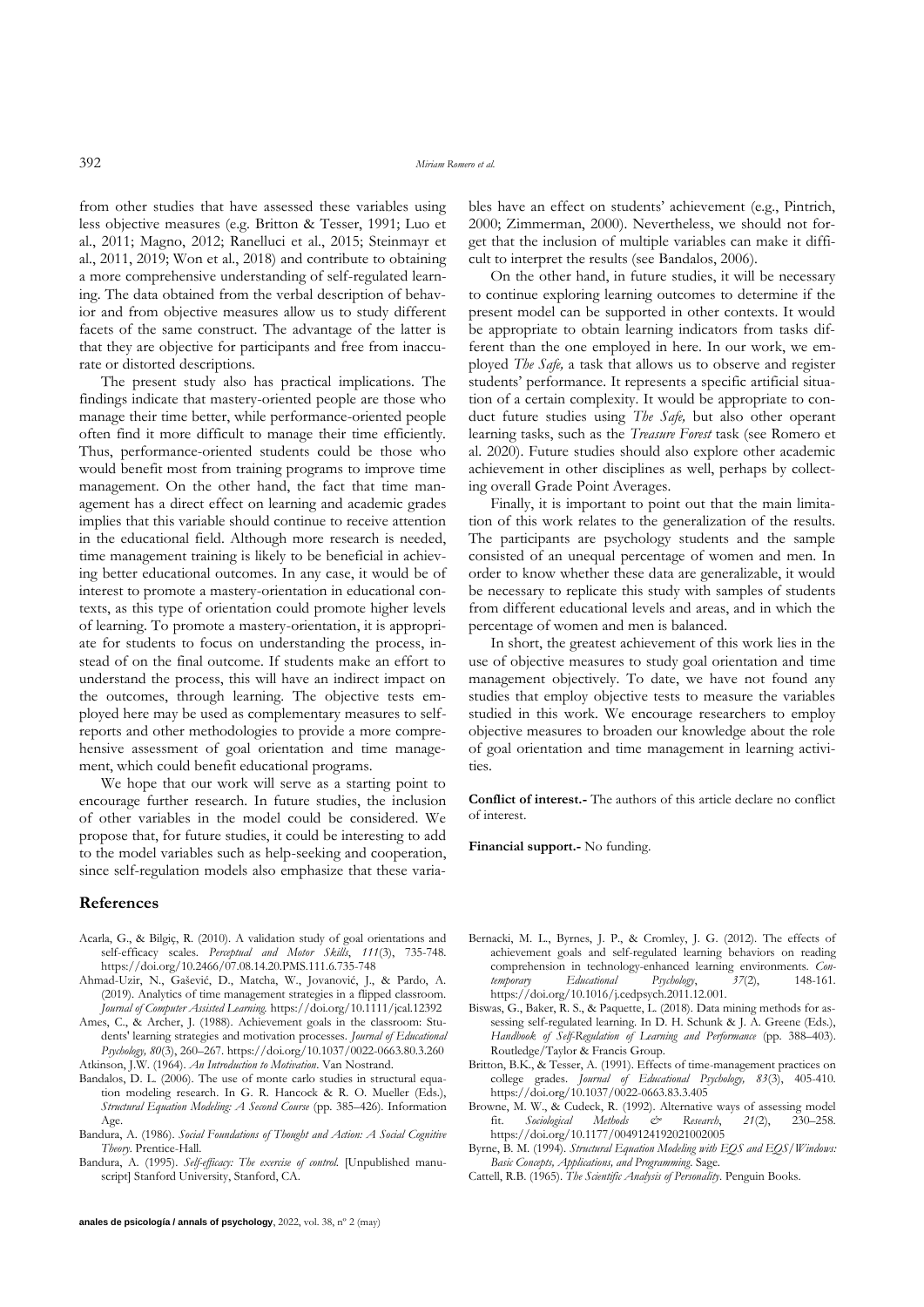from other studies that have assessed these variables using less objective measures (e.g. Britton & Tesser, 1991; Luo et al., 2011; Magno, 2012; Ranelluci et al., 2015; Steinmayr et al., 2011, 2019; Won et al., 2018) and contribute to obtaining a more comprehensive understanding of self-regulated learning. The data obtained from the verbal description of behavior and from objective measures allow us to study different facets of the same construct. The advantage of the latter is that they are objective for participants and free from inaccurate or distorted descriptions.

The present study also has practical implications. The findings indicate that mastery-oriented people are those who manage their time better, while performance-oriented people often find it more difficult to manage their time efficiently. Thus, performance-oriented students could be those who would benefit most from training programs to improve time management. On the other hand, the fact that time management has a direct effect on learning and academic grades implies that this variable should continue to receive attention in the educational field. Although more research is needed, time management training is likely to be beneficial in achieving better educational outcomes. In any case, it would be of interest to promote a mastery-orientation in educational contexts, as this type of orientation could promote higher levels of learning. To promote a mastery-orientation, it is appropriate for students to focus on understanding the process, instead of on the final outcome. If students make an effort to understand the process, this will have an indirect impact on the outcomes, through learning. The objective tests employed here may be used as complementary measures to self-reports and other methodologies to provide a more comprehensive assessment of goal orientation and time management, which could benefit educational programs.

We hope that our work will serve as a starting point to encourage further research. In future studies, the inclusion of other variables in the model could be considered. We propose that, for future studies, it could be interesting to add to the model variables such as help-seeking and cooperation, since self-regulation models also emphasize that these variables have an effect on students' achievement (e.g., Pintrich, 2000; Zimmerman, 2000). Nevertheless, we should not forget that the inclusion of multiple variables can make it difficult to interpret the results (see Bandalos, 2006).

On the other hand, in future studies, it will be necessary to continue exploring learning outcomes to determine if the present model can be supported in other contexts. It would be appropriate to obtain learning indicators from tasks different than the one employed in here. In our work, we employed *The Safe,* a task that allows us to observe and register students' performance. It represents a specific artificial situation of a certain complexity. It would be appropriate to conduct future studies using *The Safe,* but also other operant learning tasks, such as the *Treasure Forest* task (see Romero et al. 2020). Future studies should also explore other academic achievement in other disciplines as well, perhaps by collecting overall Grade Point Averages.

Finally, it is important to point out that the main limitation of this work relates to the generalization of the results. The participants are psychology students and the sample consisted of an unequal percentage of women and men. In order to know whether these data are generalizable, it would be necessary to replicate this study with samples of students from different educational levels and areas, and in which the percentage of women and men is balanced.

In short, the greatest achievement of this work lies in the use of objective measures to study goal orientation and time management objectively. To date, we have not found any studies that employ objective tests to measure the variables studied in this work. We encourage researchers to employ objective measures to broaden our knowledge about the role of goal orientation and time management in learning activities.

**Conflict of interest.-** The authors of this article declare no conflict of interest.

**Financial support.-** No funding.

## References

Acarla, G., & Bilgiç, R. (2010). A validation study of goal orientations and self-efficacy scales. *Perceptual and Motor Skills*, *111*(3), 735-748. https://doi.org/10.2466/07.08.14.20.PMS.111.6.735-748

Ahmad-Uzir, N., Gašević, D., Matcha, W., Jovanović, J., & Pardo, A. (2019). Analytics of time management strategies in a flipped classroom. *Journal of Computer Assisted Learning.* https://doi.org/10.1111/jcal.12392

Ames, C., & Archer, J. (1988). Achievement goals in the classroom: Students' learning strategies and motivation processes. *Journal of Educational Psychology, 80*(3), 260–267. https://doi.org/10.1037/0022-0663.80.3.260

Atkinson, J.W. (1964). *An Introduction to Motivation*. Van Nostrand.

Bandalos, D. L. (2006). The use of monte carlo studies in structural equation modeling research. In G. R. Hancock & R. O. Mueller (Eds.), *Structural Equation Modeling: A Second Course* (pp. 385–426). Information Age.

Bandura, A. (1986). *Social Foundations of Thought and Action: A Social Cognitive Theory*. Prentice-Hall.

Bandura, A. (1995). *Self-efficacy: The exercise of control.* [Unpublished manuscript] Stanford University, Stanford, CA.

Bernacki, M. L., Byrnes, J. P., & Cromley, J. G. (2012). The effects of achievement goals and self-regulated learning behaviors on reading comprehension in technology-enhanced learning environments. *Contemporary Educational Psychology*, *37*(2), 148-161. https://doi.org/10.1016/j.cedpsych.2011.12.001.

Biswas, G., Baker, R. S., & Paquette, L. (2018). Data mining methods for assessing self-regulated learning. In D. H. Schunk & J. A. Greene (Eds.), *Handbook of Self-Regulation of Learning and Performance* (pp. 388–403). Routledge/Taylor & Francis Group.

Britton, B.K., & Tesser, A. (1991). Effects of time-management practices on college grades. *Journal of Educational Psychology, 83*(3), 405-410. https://doi.org/10.1037/0022-0663.83.3.405

Browne, M. W., & Cudeck, R. (1992). Alternative ways of assessing model fit. *Sociological Methods & Research*, *21*(2), 230–258. https://doi.org/10.1177/0049124192021002005

Byrne, B. M. (1994). *Structural Equation Modeling with EQS and EQS/Windows: Basic Concepts, Applications, and Programming*. Sage.

Cattell, R.B. (1965). *The Scientific Analysis of Personality*. Penguin Books.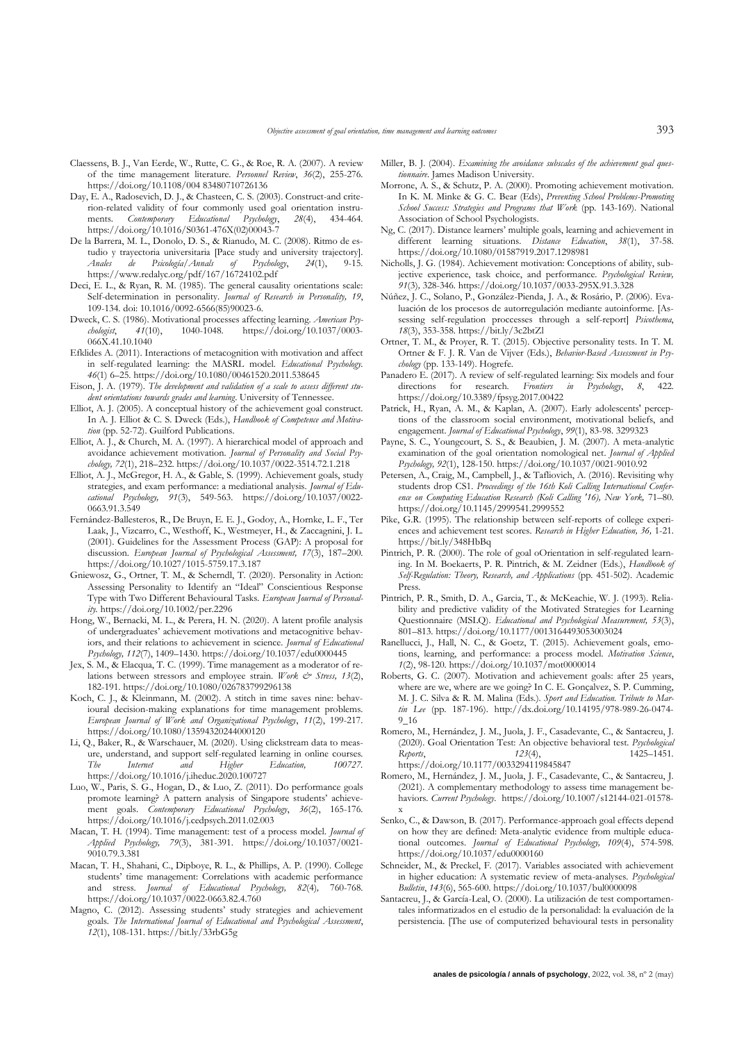Claessens, B. J., Van Eerde, W., Rutte, C. G., & Roe, R. A. (2007). A review of the time management literature. *Personnel Review*, *36*(2), 255-276. https://doi.org/10.1108/004 83480710726136

Day, E. A., Radosevich, D. J., & Chasteen, C. S. (2003). Construct-and criterion-related validity of four commonly used goal orientation instruments. *Contemporary Educational Psychology*, *28*(4), 434-464. https://doi.org/10.1016/S0361-476X(02)00043-7

De la Barrera, M. L., Donolo, D. S., & Rianudo, M. C. (2008). Ritmo de estudio y trayectoria universitaria [Pace study and university trajectory]. *Anales de Psicología/Annals of Psychology*, *24*(1), 9-15. https://www.redalyc.org/pdf/167/16724102.pdf

Deci, E. L., & Ryan, R. M. (1985). The general causality orientations scale: Self-determination in personality. *Journal of Research in Personality, 19*, 109-134. doi: 10.1016/0092-6566(85)90023-6.

Dweck, C. S. (1986). Motivational processes affecting learning. *American Psychologist*, *41*(10), 1040-1048. https://doi.org/10.1037/0003-066X.41.10.1040

Efklides A. (2011). Interactions of metacognition with motivation and affect in self-regulated learning: the MASRL model. *Educational Psychology. 46*(1) 6–25. https://doi.org/10.1080/00461520.2011.538645

Eison, J. A. (1979). *The development and validation of a scale to assess different student orientations towards grades and learning*. University of Tennessee.

Elliot, A. J. (2005). A conceptual history of the achievement goal construct. In A. J. Elliot & C. S. Dweck (Eds.), *Handbook of Competence and Motivation* (pp. 52-72). Guilford Publications.

Elliot, A. J., & Church, M. A. (1997). A hierarchical model of approach and avoidance achievement motivation. *Journal of Personality and Social Psychology, 72*(1), 218–232. https://doi.org/10.1037/0022-3514.72.1.218

Elliot, A. J., McGregor, H. A., & Gable, S. (1999). Achievement goals, study strategies, and exam performance: a mediational analysis. *Journal of Educational Psychology, 91*(3), 549-563. https://doi.org/10.1037/0022-0663.91.3.549

Fernández-Ballesteros, R., De Bruyn, E. E. J., Godoy, A., Hornke, L. F., Ter Laak, J., Vizcarro, C., Westhoff, K., Westmeyer, H., & Zaccagnini, J. L. (2001). Guidelines for the Assessment Process (GAP): A proposal for discussion. *European Journal of Psychological Assessment, 17*(3), 187–200. https://doi.org/10.1027/1015-5759.17.3.187

Gniewosz, G., Ortner, T. M., & Scherndl, T. (2020). Personality in Action: Assessing Personality to Identify an "Ideal" Conscientious Response Type with Two Different Behavioural Tasks. *European Journal of Personality.* https://doi.org/10.1002/per.2296

Hong, W., Bernacki, M. L., & Perera, H. N. (2020). A latent profile analysis of undergraduates' achievement motivations and metacognitive behaviors, and their relations to achievement in science. *Journal of Educational Psychology, 112*(7), 1409–1430. https://doi.org/10.1037/edu0000445

Jex, S. M., & Elacqua, T. C. (1999). Time management as a moderator of relations between stressors and employee strain. *Work & Stress, 13*(2), 182-191. https://doi.org/10.1080/026783799296138

Koch, C. J., & Kleinmann, M. (2002). A stitch in time saves nine: behavioural decision-making explanations for time management problems. *European Journal of Work and Organizational Psychology*, *11*(2), 199-217. https://doi.org/10.1080/13594320244000120

Li, Q., Baker, R., & Warschauer, M. (2020). Using clickstream data to measure, understand, and support self-regulated learning in online courses. *The Internet and Higher Education, 100727*. https://doi.org/10.1016/j.iheduc.2020.100727

Luo, W., Paris, S. G., Hogan, D., & Luo, Z. (2011). Do performance goals promote learning? A pattern analysis of Singapore students' achievement goals. *Contemporary Educational Psychology*, *36*(2), 165-176. https://doi.org/10.1016/j.cedpsych.2011.02.003

Macan, T. H. (1994). Time management: test of a process model. *Journal of Applied Psychology, 79*(3), 381-391. https://doi.org/10.1037/0021-9010.79.3.381

Macan, T. H., Shahani, C., Dipboye, R. L., & Phillips, A. P. (1990). College students' time management: Correlations with academic performance and stress. *Journal of Educational Psychology, 82*(4), 760-768. https://doi.org/10.1037/0022-0663.82.4.760

Magno, C. (2012). Assessing students' study strategies and achievement goals. *The International Journal of Educational and Psychological Assessment*, *12*(1), 108-131. https://bit.ly/33rbG5g

Miller, B. J. (2004). *Examining the avoidance subscales of the achievement goal questionnaire*. James Madison University.

Morrone, A. S., & Schutz, P. A. (2000). Promoting achievement motivation. In K. M. Minke & G. C. Bear (Eds), *Preventing School Problems-Promoting School Success: Strategies and Programs that Work* (pp. 143-169). National Association of School Psychologists.

Ng, C. (2017). Distance learners' multiple goals, learning and achievement in different learning situations. *Distance Education*, *38*(1), 37-58. https://doi.org/10.1080/01587919.2017.1298981

Nicholls, J. G. (1984). Achievement motivation: Conceptions of ability, subjective experience, task choice, and performance. *Psychological Review, 91*(3), 328-346. https://doi.org/10.1037/0033-295X.91.3.328

Núñez, J. C., Solano, P., González-Pienda, J. A., & Rosário, P. (2006). Evaluación de los procesos de autorregulación mediante autoinforme. [Assessing self-regulation proccesses through a self-report] *Psicothema*, *18*(3), 353-358. https://bit.ly/3c2btZl

Ortner, T. M., & Proyer, R. T. (2015). Objective personality tests. In T. M. Ortner & F. J. R. Van de Vijver (Eds.), *Behavior-Based Assessment in Psychology* (pp. 133-149). Hogrefe.

Panadero E. (2017). A review of self-regulated learning: Six models and four directions for research. *Frontiers in Psychology*, *8*, 422. https://doi.org/10.3389/fpsyg.2017.00422

Patrick, H., Ryan, A. M., & Kaplan, A. (2007). Early adolescents' perceptions of the classroom social environment, motivational beliefs, and engagement. *Journal of Educational Psychology*, *99*(1), 83-98. 3299323

Payne, S. C., Youngcourt, S. S., & Beaubien, J. M. (2007). A meta-analytic examination of the goal orientation nomological net. *Journal of Applied Psychology, 92*(1), 128-150. https://doi.org/10.1037/0021-9010.92

Petersen, A., Craig, M., Campbell, J., & Tafliovich, A. (2016). Revisiting why students drop CS1. *Proceedings of the 16th Koli Calling International Conference on Computing Education Research (Koli Calling '16), New York,* 71–80. https://doi.org/10.1145/2999541.2999552

Pike, G.R. (1995). The relationship between self-reports of college experiences and achievement test scores. *Research in Higher Education, 36,* 1-21. https://bit.ly/348HbBq

Pintrich, P. R. (2000). The role of goal oOrientation in self-regulated learning. In M. Boekaerts, P. R. Pintrich, & M. Zeidner (Eds.), *Handbook of Self-Regulation: Theory, Research, and Applications* (pp. 451-502). Academic Press.

Pintrich, P. R., Smith, D. A., Garcia, T., & McKeachie, W. J. (1993). Reliability and predictive validity of the Motivated Strategies for Learning Questionnaire (MSLQ). *Educational and Psychological Measurement, 53*(3), 801–813. https://doi.org/10.1177/0013164493053003024

Ranellucci, J., Hall, N. C., & Goetz, T. (2015). Achievement goals, emotions, learning, and performance: a process model. *Motivation Science*, *1*(2), 98-120. https://doi.org/10.1037/mot0000014

Roberts, G. C. (2007). Motivation and achievement goals: after 25 years, where are we, where are we going? In C. E. Gonçalvez, S. P. Cumming, M. J. C. Silva & R. M. Malina (Eds.). *Sport and Education. Tribute to Martin Lee* (pp. 187-196). http://dx.doi.org/10.14195/978-989-26-0474-9_16

Romero, M., Hernández, J. M., Juola, J. F., Casadevante, C., & Santacreu, J. (2020). Goal Orientation Test: An objective behavioral test. *Psychological Reports*, *123*(4), 1425–1451. https://doi.org/10.1177/0033294119845847

Romero, M., Hernández, J. M., Juola, J. F., Casadevante, C., & Santacreu, J. (2021). A complementary methodology to assess time management behaviors. *Current Psychology*. https://doi.org/10.1007/s12144-021-01578-x

Senko, C., & Dawson, B. (2017). Performance-approach goal effects depend on how they are defined: Meta-analytic evidence from multiple educational outcomes. *Journal of Educational Psychology, 109*(4), 574-598. https://doi.org/10.1037/edu0000160

Schneider, M., & Preckel, F. (2017). Variables associated with achievement in higher education: A systematic review of meta-analyses. *Psychological Bulletin*, *143*(6), 565-600. https://doi.org/10.1037/bul0000098

Santacreu, J., & García-Leal, O. (2000). La utilización de test comportamentales informatizados en el estudio de la personalidad: la evaluación de la persistencia. [The use of computerized behavioural tests in personality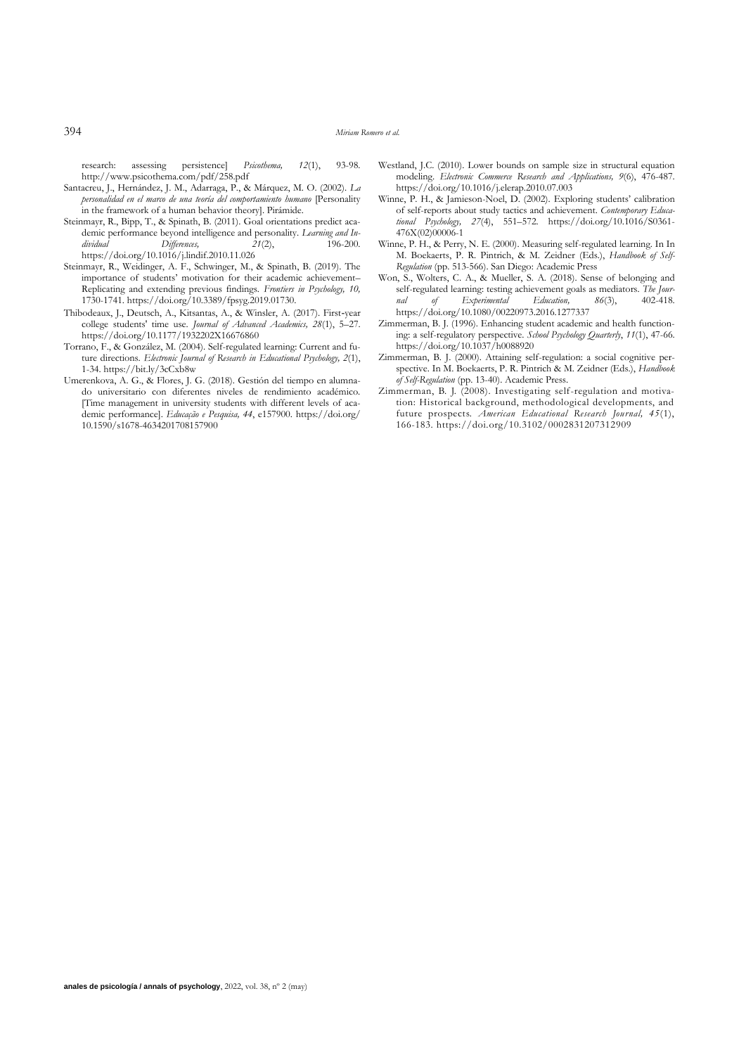research: assessing persistence] *Psicothema, 12*(1), 93-98. http://www.psicothema.com/pdf/258.pdf

Santacreu, J., Hernández, J. M., Adarraga, P., & Márquez, M. O. (2002). *La personalidad en el marco de una teoría del comportamiento humano* [Personality in the framework of a human behavior theory]. Pirámide.

Steinmayr, R., Bipp, T., & Spinath, B. (2011). Goal orientations predict academic performance beyond intelligence and personality. *Learning and Individual Differences, 21*(2), 196-200. https://doi.org/10.1016/j.lindif.2010.11.026

Steinmayr, R., Weidinger, A. F., Schwinger, M., & Spinath, B. (2019). The importance of students' motivation for their academic achievement– Replicating and extending previous findings. *Frontiers in Psychology, 10,* 1730-1741. https://doi.org/10.3389/fpsyg.2019.01730.

Thibodeaux, J., Deutsch, A., Kitsantas, A., & Winsler, A. (2017). First-year college students' time use. *Journal of Advanced Academics, 28*(1), 5–27. https://doi.org/10.1177/1932202X16676860

Torrano, F., & González, M. (2004). Self-regulated learning: Current and future directions. *Electronic Journal of Research in Educational Psychology, 2*(1), 1-34. https://bit.ly/3cCxb8w

Umerenkova, A. G., & Flores, J. G. (2018). Gestión del tiempo en alumnado universitario con diferentes niveles de rendimiento académico. [Time management in university students with different levels of academic performance]. *Educação e Pesquisa, 44*, e157900. https://doi.org/10.1590/s1678-4634201708157900

Westland, J.C. (2010). Lower bounds on sample size in structural equation modeling. *Electronic Commerce Research and Applications, 9*(6), 476-487. https://doi.org/10.1016/j.elerap.2010.07.003

Winne, P. H., & Jamieson-Noel, D. (2002). Exploring students' calibration of self-reports about study tactics and achievement. *Contemporary Educational Psychology, 27*(4), 551–572. https://doi.org/10.1016/S0361-476X(02)00006-1

Winne, P. H., & Perry, N. E. (2000). Measuring self-regulated learning. In In M. Boekaerts, P. R. Pintrich, & M. Zeidner (Eds.), *Handbook of Self-Regulation* (pp. 513-566). San Diego: Academic Press

Won, S., Wolters, C. A., & Mueller, S. A. (2018). Sense of belonging and self-regulated learning: testing achievement goals as mediators. *The Journal of Experimental Education, 86*(3), 402-418. https://doi.org/10.1080/00220973.2016.1277337

Zimmerman, B. J. (1996). Enhancing student academic and health functioning: a self-regulatory perspective. *School Psychology Quarterly*, *11*(1), 47-66. https://doi.org/10.1037/h0088920

Zimmerman, B. J. (2000). Attaining self-regulation: a social cognitive perspective. In M. Boekaerts, P. R. Pintrich & M. Zeidner (Eds.), *Handbook of Self-Regulation* (pp. 13-40). Academic Press.

Zimmerman, B. J. (2008). Investigating self-regulation and motivation: Historical background, methodological developments, and future prospects. *American Educational Research Journal, 45*(1), 166-183. https://doi.org/10.3102/0002831207312909